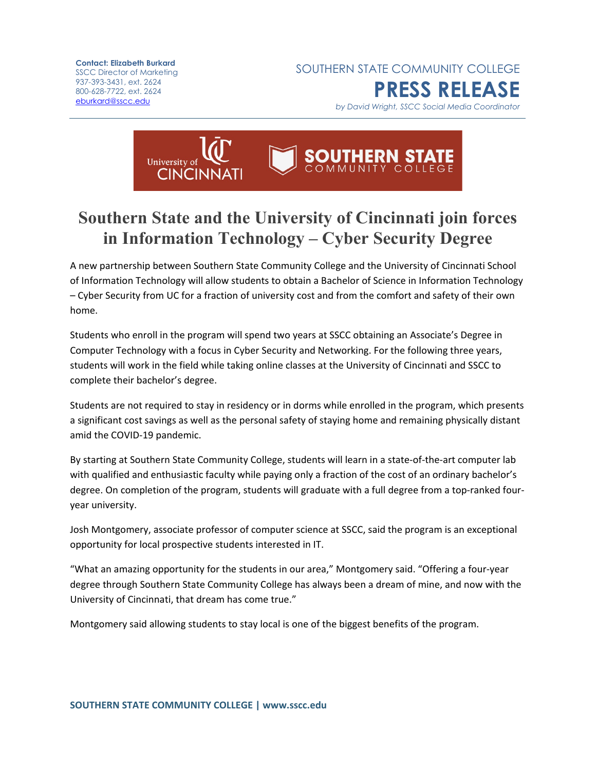**Contact: Elizabeth Burkard**
SSCC Director of Marketing
937-393-3431, ext. 2624
800-628-7722, ext. 2624
eburkard@sscc.edu

SOUTHERN STATE COMMUNITY COLLEGE

# PRESS RELEASE

*by David Wright, SSCC Social Media Coordinator*

# Southern State and the University of Cincinnati join forces in Information Technology – Cyber Security Degree

A new partnership between Southern State Community College and the University of Cincinnati School of Information Technology will allow students to obtain a Bachelor of Science in Information Technology – Cyber Security from UC for a fraction of university cost and from the comfort and safety of their own home.

Students who enroll in the program will spend two years at SSCC obtaining an Associate's Degree in Computer Technology with a focus in Cyber Security and Networking. For the following three years, students will work in the field while taking online classes at the University of Cincinnati and SSCC to complete their bachelor's degree.

Students are not required to stay in residency or in dorms while enrolled in the program, which presents a significant cost savings as well as the personal safety of staying home and remaining physically distant amid the COVID-19 pandemic.

By starting at Southern State Community College, students will learn in a state-of-the-art computer lab with qualified and enthusiastic faculty while paying only a fraction of the cost of an ordinary bachelor's degree. On completion of the program, students will graduate with a full degree from a top-ranked four-year university.

Josh Montgomery, associate professor of computer science at SSCC, said the program is an exceptional opportunity for local prospective students interested in IT.

"What an amazing opportunity for the students in our area," Montgomery said. "Offering a four-year degree through Southern State Community College has always been a dream of mine, and now with the University of Cincinnati, that dream has come true."

Montgomery said allowing students to stay local is one of the biggest benefits of the program.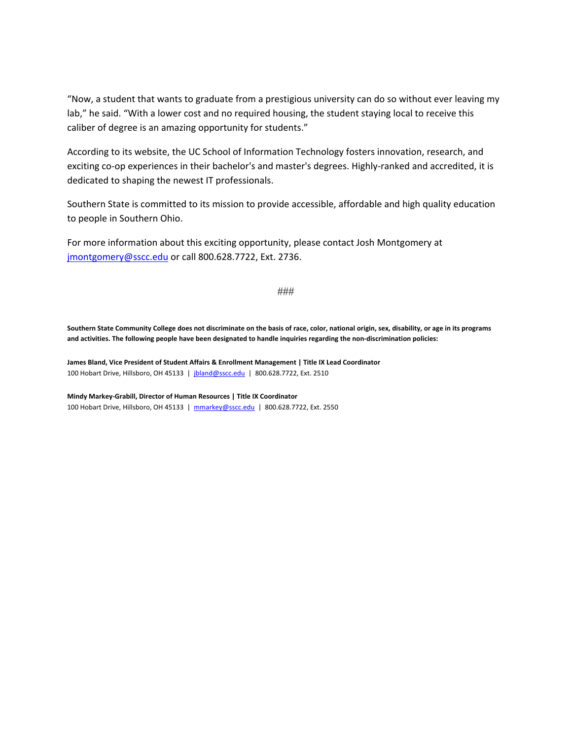"Now, a student that wants to graduate from a prestigious university can do so without ever leaving my lab," he said. "With a lower cost and no required housing, the student staying local to receive this caliber of degree is an amazing opportunity for students."

According to its website, the UC School of Information Technology fosters innovation, research, and exciting co-op experiences in their bachelor's and master's degrees. Highly-ranked and accredited, it is dedicated to shaping the newest IT professionals.

Southern State is committed to its mission to provide accessible, affordable and high quality education to people in Southern Ohio.

For more information about this exciting opportunity, please contact Josh Montgomery at jmontgomery@sscc.edu or call 800.628.7722, Ext. 2736.

###

**Southern State Community College does not discriminate on the basis of race, color, national origin, sex, disability, or age in its programs and activities. The following people have been designated to handle inquiries regarding the non-discrimination policies:**

**James Bland, Vice President of Student Affairs & Enrollment Management | Title IX Lead Coordinator**
100 Hobart Drive, Hillsboro, OH 45133 | jbland@sscc.edu | 800.628.7722, Ext. 2510

**Mindy Markey-Grabill, Director of Human Resources | Title IX Coordinator**
100 Hobart Drive, Hillsboro, OH 45133 | mmarkey@sscc.edu | 800.628.7722, Ext. 2550